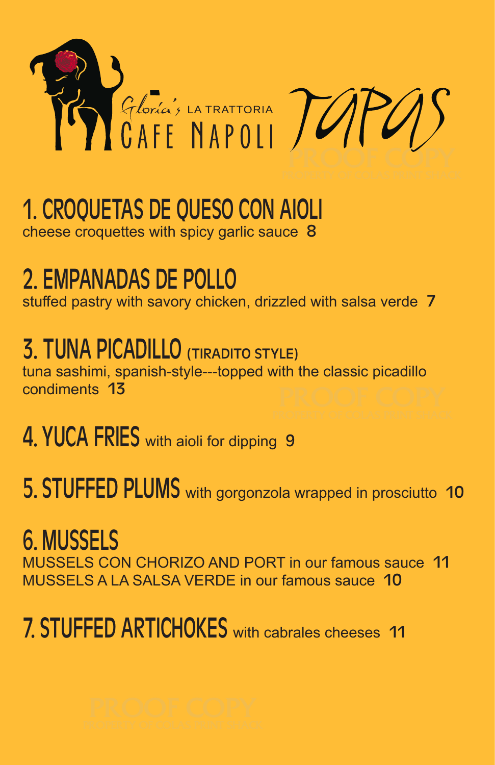# Gloria's LA TRATTORIA CAFE NAPOLI Tapas

## 1. CROQUETAS DE QUESO CON AIOLI

cheese croquettes with spicy garlic sauce **8**

## 2. EMPANADAS DE POLLO

stuffed pastry with savory chicken, drizzled with salsa verde **7**

## 3. TUNA PICADILLO (TIRADITO STYLE)

tuna sashimi, spanish-style---topped with the classic picadillo condiments **13**

## 4. YUCA FRIES with aioli for dipping **9**

## 5. STUFFED PLUMS with gorgonzola wrapped in prosciutto **10**

## 6. MUSSELS

MUSSELS CON CHORIZO AND PORT in our famous sauce **11**

MUSSELS A LA SALSA VERDE in our famous sauce **10**

## 7. STUFFED ARTICHOKES with cabrales cheeses **11**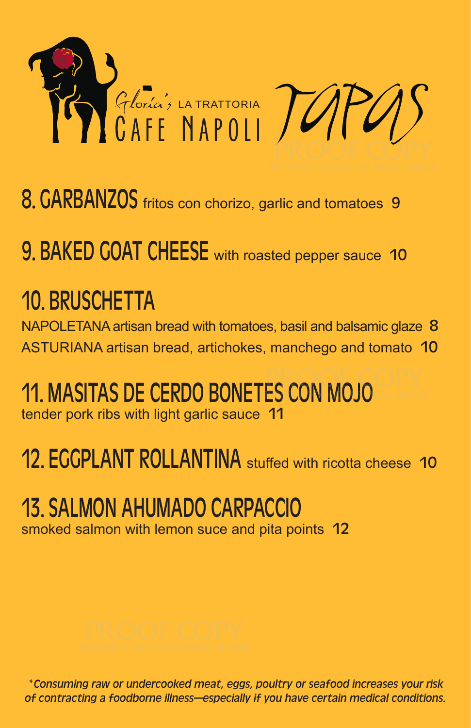Gloria's LA TRATTORIA CAFE NAPOLI

# Tapas

## 8. GARBANZOS fritos con chorizo, garlic and tomatoes 9

## 9. BAKED GOAT CHEESE with roasted pepper sauce 10

## 10. BRUSCHETTA

NAPOLETANA artisan bread with tomatoes, basil and balsamic glaze 8

ASTURIANA artisan bread, artichokes, manchego and tomato 10

## 11. MASITAS DE CERDO BONETES CON MOJO

tender pork ribs with light garlic sauce 11

## 12. EGGPLANT ROLLANTINA stuffed with ricotta cheese 10

## 13. SALMON AHUMADO CARPACCIO

smoked salmon with lemon suce and pita points 12

*\*Consuming raw or undercooked meat, eggs, poultry or seafood increases your risk of contracting a foodborne illness—especially if you have certain medical conditions.*